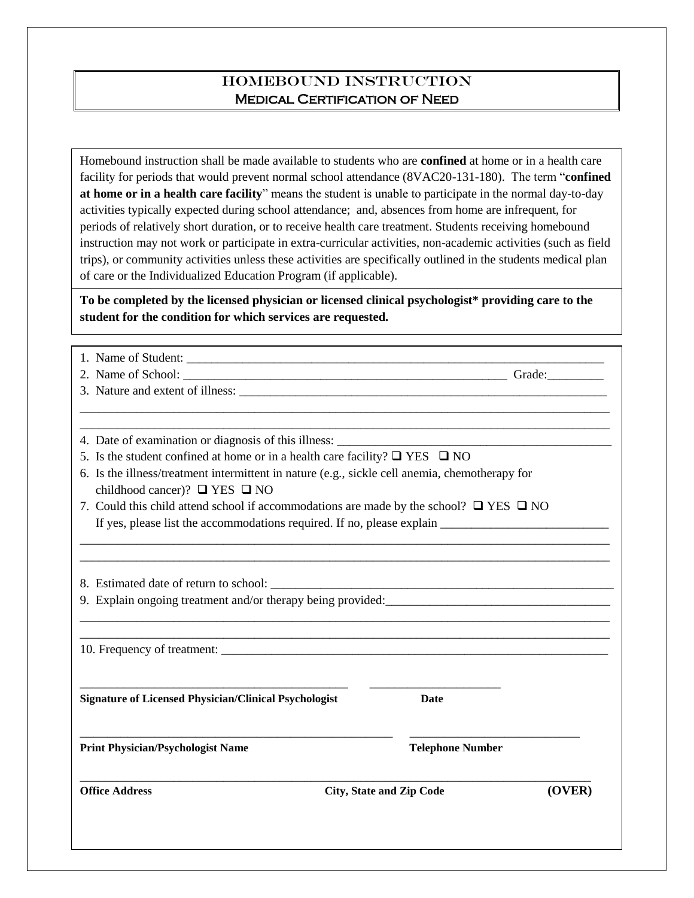# HOMEBOUND INSTRUCTION
## Medical Certification of Need

Homebound instruction shall be made available to students who are **confined** at home or in a health care facility for periods that would prevent normal school attendance (8VAC20-131-180). The term "**confined at home or in a health care facility**" means the student is unable to participate in the normal day-to-day activities typically expected during school attendance; and, absences from home are infrequent, for periods of relatively short duration, or to receive health care treatment. Students receiving homebound instruction may not work or participate in extra-curricular activities, non-academic activities (such as field trips), or community activities unless these activities are specifically outlined in the students medical plan of care or the Individualized Education Program (if applicable).

**To be completed by the licensed physician or licensed clinical psychologist\* providing care to the student for the condition for which services are requested.**

1. Name of Student: ______________________________________________________________________
2. Name of School: __________________________________________________ Grade:_________
3. Nature and extent of illness: ________________________________________________________

_____________________________________________________________________________________

_____________________________________________________________________________________

4. Date of examination or diagnosis of this illness: _________________________________________
5. Is the student confined at home or in a health care facility? ❑ YES ❑ NO
6. Is the illness/treatment intermittent in nature (e.g., sickle cell anemia, chemotherapy for childhood cancer)? ❑ YES ❑ NO
7. Could this child attend school if accommodations are made by the school? ❑ YES ❑ NO
   If yes, please list the accommodations required. If no, please explain ___________________________

_____________________________________________________________________________________

_____________________________________________________________________________________

8. Estimated date of return to school: ___________________________________________________
9. Explain ongoing treatment and/or therapy being provided:__________________________________

_____________________________________________________________________________________

_____________________________________________________________________________________

10. Frequency of treatment: __________________________________________________________

_____________________________________________ _____________________

**Signature of Licensed Physician/Clinical Psychologist** **Date**

_____________________________________________________ ___________________________

**Print Physician/Psychologist Name** **Telephone Number**

_____________________________________________________________________________________

**Office Address** **City, State and Zip Code** **(OVER)**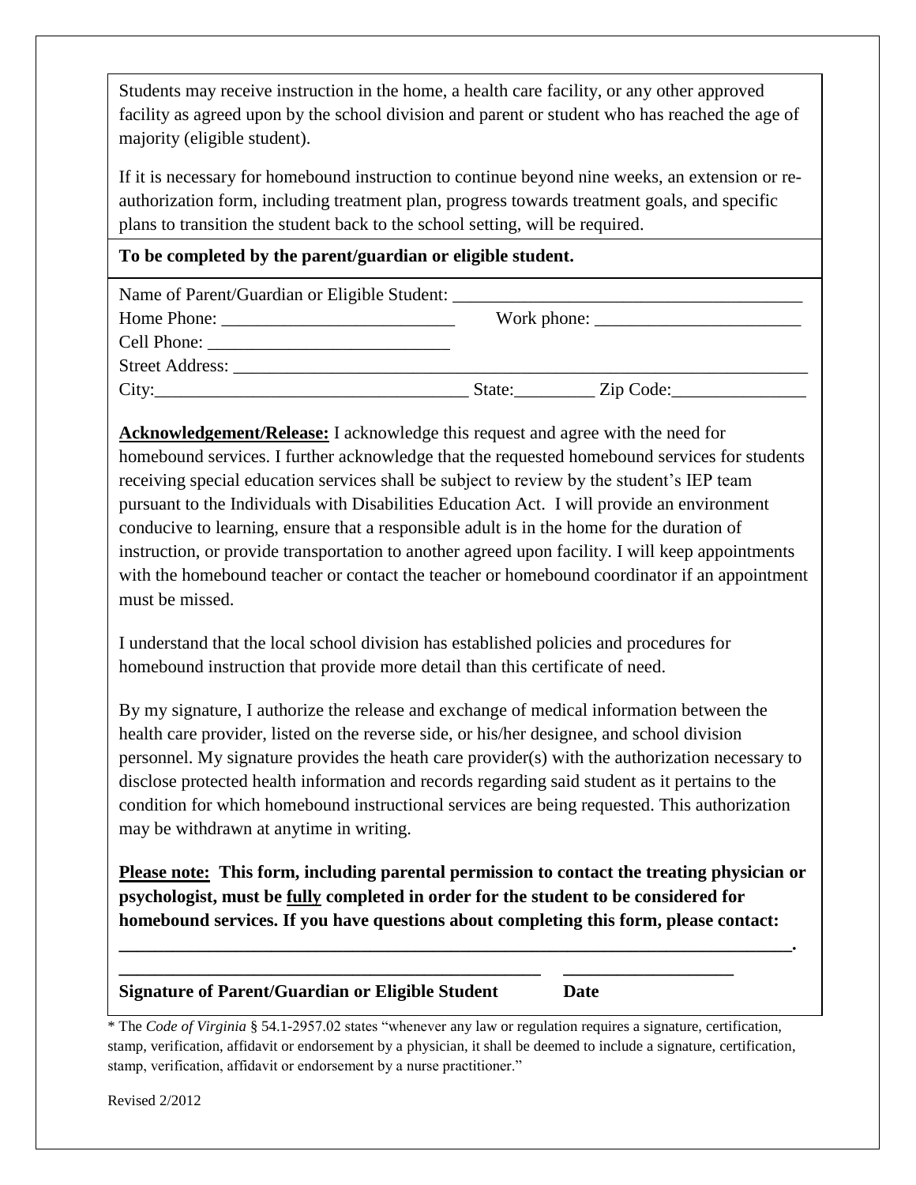Students may receive instruction in the home, a health care facility, or any other approved facility as agreed upon by the school division and parent or student who has reached the age of majority (eligible student).

If it is necessary for homebound instruction to continue beyond nine weeks, an extension or re-authorization form, including treatment plan, progress towards treatment goals, and specific plans to transition the student back to the school setting, will be required.

**To be completed by the parent/guardian or eligible student.**

Name of Parent/Guardian or Eligible Student: ________________________________________

Home Phone: __________________________ Work phone: ________________________

Cell Phone: ___________________________

Street Address: ________________________________________________________________

City:___________________________________ State:_________ Zip Code:_______________

**Acknowledgement/Release:** I acknowledge this request and agree with the need for homebound services. I further acknowledge that the requested homebound services for students receiving special education services shall be subject to review by the student's IEP team pursuant to the Individuals with Disabilities Education Act. I will provide an environment conducive to learning, ensure that a responsible adult is in the home for the duration of instruction, or provide transportation to another agreed upon facility. I will keep appointments with the homebound teacher or contact the teacher or homebound coordinator if an appointment must be missed.

I understand that the local school division has established policies and procedures for homebound instruction that provide more detail than this certificate of need.

By my signature, I authorize the release and exchange of medical information between the health care provider, listed on the reverse side, or his/her designee, and school division personnel. My signature provides the heath care provider(s) with the authorization necessary to disclose protected health information and records regarding said student as it pertains to the condition for which homebound instructional services are being requested. This authorization may be withdrawn at anytime in writing.

**Please note: This form, including parental permission to contact the treating physician or psychologist, must be fully completed in order for the student to be considered for homebound services. If you have questions about completing this form, please contact: ______________________________________________________________________________.**

________________________________________________ ___________________

**Signature of Parent/Guardian or Eligible Student Date**

\* The *Code of Virginia* § 54.1-2957.02 states "whenever any law or regulation requires a signature, certification, stamp, verification, affidavit or endorsement by a physician, it shall be deemed to include a signature, certification, stamp, verification, affidavit or endorsement by a nurse practitioner."

Revised 2/2012